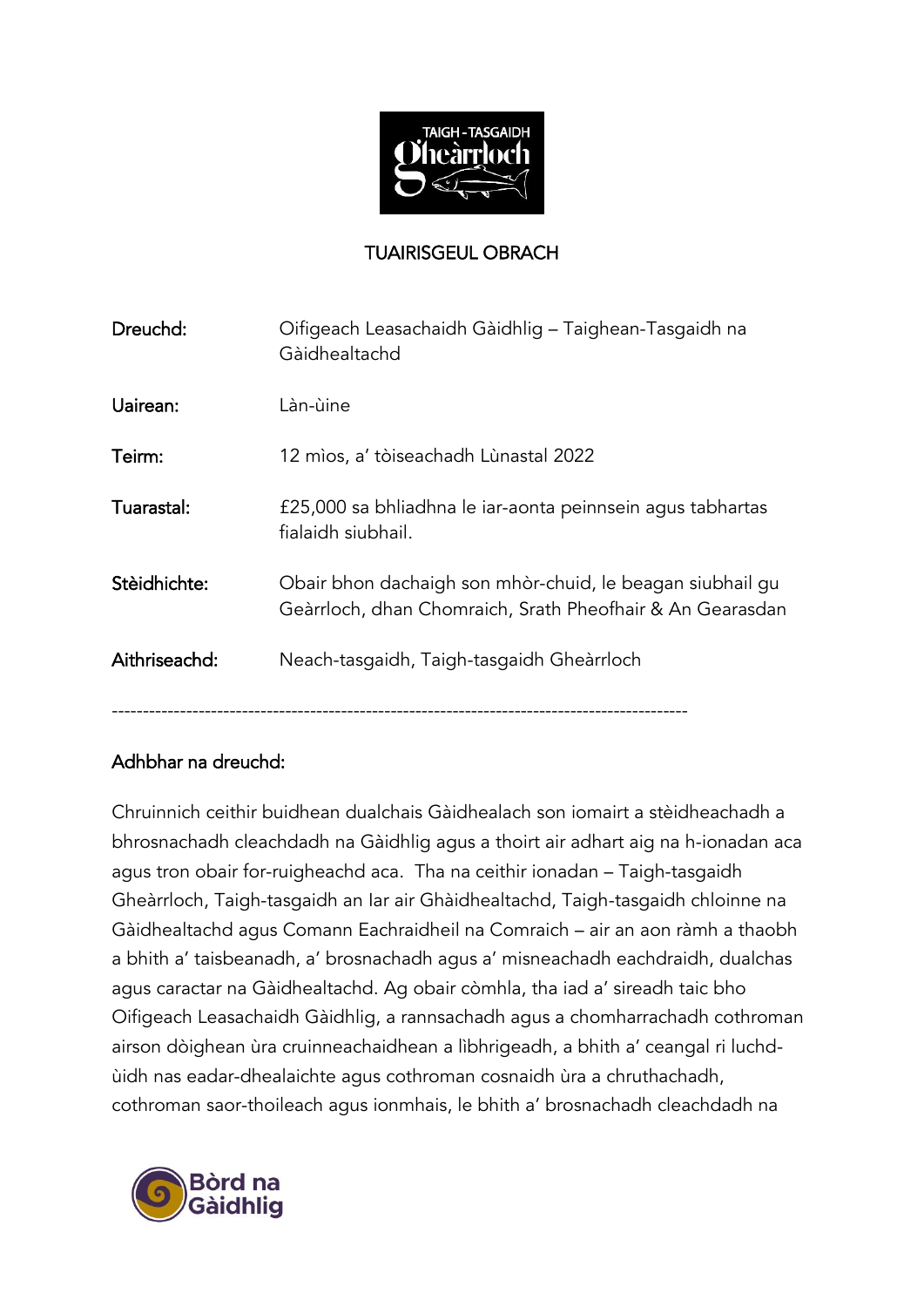TAIGH-TASGAIDH Gheàrrloch

## TUAIRISGEUL OBRACH

| | |
|---|---|
| **Dreuchd:** | Oifigeach Leasachaidh Gàidhlig – Taighean-Tasgaidh na Gàidhealtachd |
| **Uairean:** | Làn-ùine |
| **Teirm:** | 12 mìos, a' tòiseachadh Lùnastal 2022 |
| **Tuarastal:** | £25,000 sa bhliadhna le iar-aonta peinnsein agus tabhartas fialaidh siubhail. |
| **Stèidhichte:** | Obair bhon dachaigh son mhòr-chuid, le beagan siubhail gu Geàrrloch, dhan Chomraich, Srath Pheofhair & An Gearasdan |
| **Aithriseachd:** | Neach-tasgaidh, Taigh-tasgaidh Gheàrrloch |

---

### Adhbhar na dreuchd:

Chruinnich ceithir buidhean dualchais Gàidhealach son iomairt a stèidheachadh a bhrosnachadh cleachdadh na Gàidhlig agus a thoirt air adhart aig na h-ionadan aca agus tron obair for-ruigheachd aca. Tha na ceithir ionadan – Taigh-tasgaidh Gheàrrloch, Taigh-tasgaidh an Iar air Ghàidhealtachd, Taigh-tasgaidh chloinne na Gàidhealtachd agus Comann Eachraidheil na Comraich – air an aon ràmh a thaobh a bhith a' taisbeanadh, a' brosnachadh agus a' misneachadh eachdraidh, dualchas agus caractar na Gàidhealtachd. Ag obair còmhla, tha iad a' sireadh taic bho Oifigeach Leasachaidh Gàidhlig, a rannsachadh agus a chomharrachadh cothroman airson dòighean ùra cruinneachaidhean a lìbhrigeadh, a bhith a' ceangal ri luchd-ùidh nas eadar-dhealaichte agus cothroman cosnaidh ùra a chruthachadh, cothroman saor-thoileach agus ionmhais, le bhith a' brosnachadh cleachdadh na

Bòrd na Gàidhlig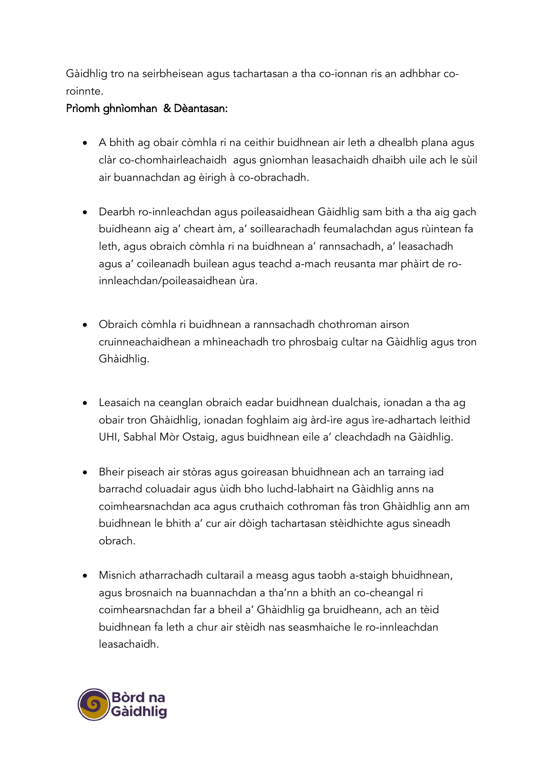Gàidhlig tro na seirbheisean agus tachartasan a tha co-ionnan ris an adhbhar co-roinnte.

**Prìomh ghnìomhan & Dèantasan:**

- A bhith ag obair còmhla ri na ceithir buidhnean air leth a dhealbh plana agus clàr co-chomhairleachaidh agus gnìomhan leasachaidh dhaibh uile ach le sùil air buannachdan ag èirigh à co-obrachadh.

- Dearbh ro-innleachdan agus poileasaidhean Gàidhlig sam bith a tha aig gach buidheann aig a' cheart àm, a' soillearachadh feumalachdan agus rùintean fa leth, agus obraich còmhla ri na buidhnean a' rannsachadh, a' leasachadh agus a' coileanadh builean agus teachd a-mach reusanta mar phàirt de ro-innleachdan/poileasaidhean ùra.

- Obraich còmhla ri buidhnean a rannsachadh chothroman airson cruinneachaidhean a mhìneachadh tro phrosbaig cultar na Gàidhlig agus tron Ghàidhlig.

- Leasaich na ceanglan obraich eadar buidhnean dualchais, ionadan a tha ag obair tron Ghàidhlig, ionadan foghlaim aig àrd-ìre agus ìre-adhartach leithid UHI, Sabhal Mòr Ostaig, agus buidhnean eile a' cleachdadh na Gàidhlig.

- Bheir piseach air stòras agus goireasan bhuidhnean ach an tarraing iad barrachd coluadair agus ùidh bho luchd-labhairt na Gàidhlig anns na coimhearsnachdan aca agus cruthaich cothroman fàs tron Ghàidhlig ann am buidhnean le bhith a' cur air dòigh tachartasan stèidhichte agus sìneadh obrach.

- Misnich atharrachadh cultarail a measg agus taobh a-staigh bhuidhnean, agus brosnaich na buannachdan a tha'nn a bhith an co-cheangal ri coimhearsnachdan far a bheil a' Ghàidhlig ga bruidheann, ach an tèid buidhnean fa leth a chur air stèidh nas seasmhaiche le ro-innleachdan leasachaidh.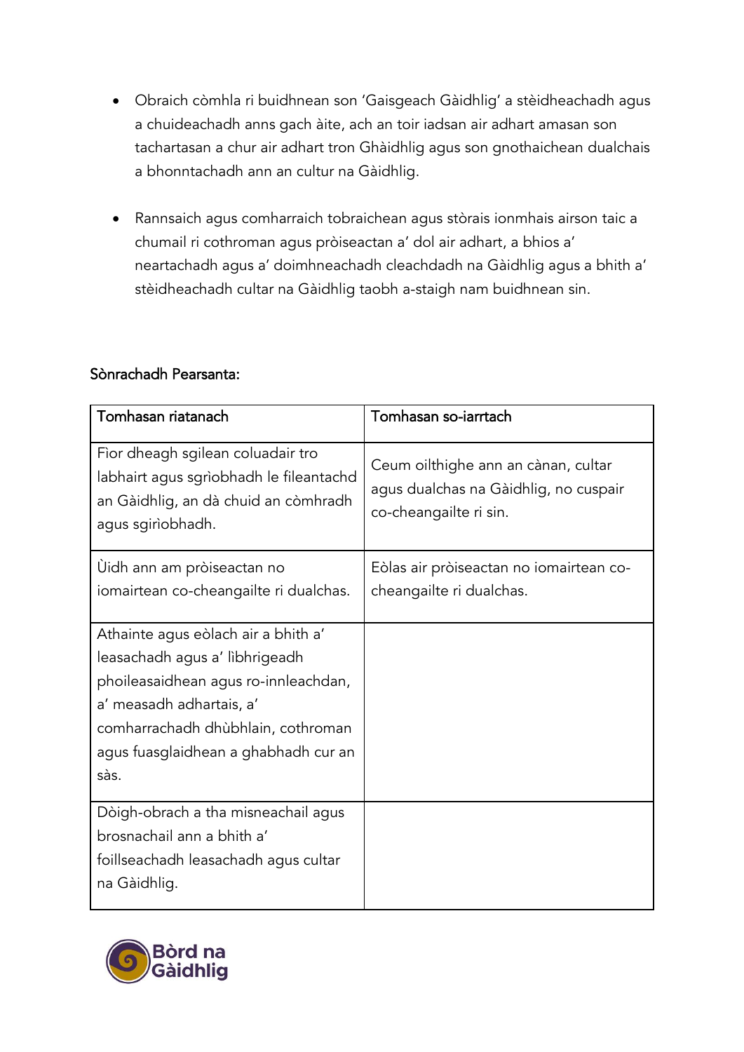- Obraich còmhla ri buidhnean son 'Gaisgeach Gàidhlig' a stèidheachadh agus a chuideachadh anns gach àite, ach an toir iadsan air adhart amasan son tachartasan a chur air adhart tron Ghàidhlig agus son gnothaichean dualchais a bhonntachadh ann an cultur na Gàidhlig.

- Rannsaich agus comharraich tobraichean agus stòrais ionmhais airson taic a chumail ri cothroman agus pròiseactan a' dol air adhart, a bhios a' neartachadh agus a' doimhneachadh cleachdadh na Gàidhlig agus a bhith a' stèidheachadh cultar na Gàidhlig taobh a-staigh nam buidhnean sin.

Sònrachadh Pearsanta:

| Tomhasan riatanach | Tomhasan so-iarrtach |
|---|---|
| Fìor dheagh sgilean coluadair tro labhairt agus sgrìobhadh le fileantachd an Gàidhlig, an dà chuid an còmhradh agus sgirìobhadh. | Ceum oilthighe ann an cànan, cultar agus dualchas na Gàidhlig, no cuspair co-cheangailte ri sin. |
| Ùidh ann am pròiseactan no iomairtean co-cheangailte ri dualchas. | Eòlas air pròiseactan no iomairtean co-cheangailte ri dualchas. |
| Athainte agus eòlach air a bhith a' leasachadh agus a' lìbhrigeadh phoileasaidhean agus ro-innleachdan, a' measadh adhartais, a' comharrachadh dhùbhlain, cothroman agus fuasglaidhean a ghabhadh cur an sàs. | |
| Dòigh-obrach a tha misneachail agus brosnachail ann a bhith a' foillseachadh leasachadh agus cultar na Gàidhlig. | |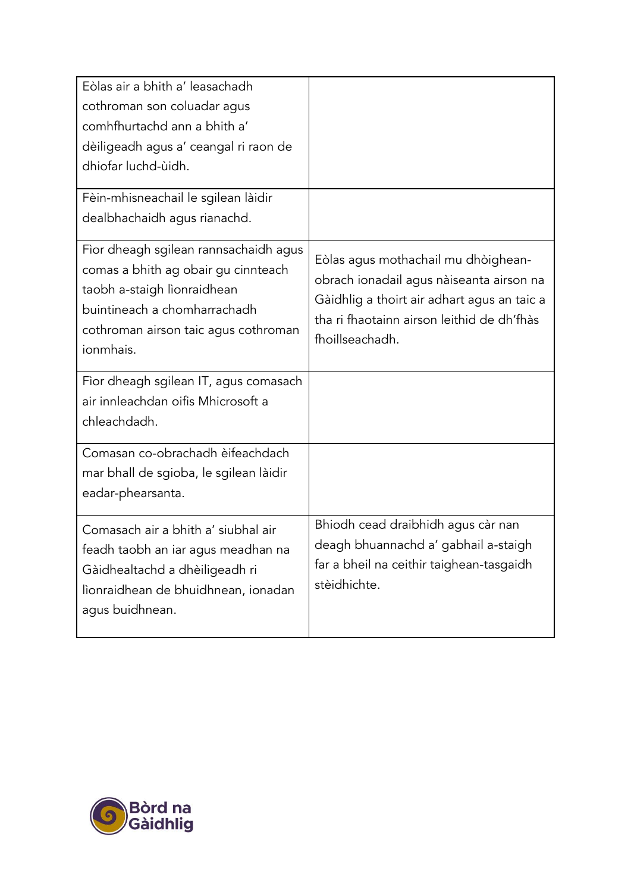| | |
|---|---|
| Eòlas air a bhith a' leasachadh cothroman son coluadar agus comhfhurtachd ann a bhith a' dèiligeadh agus a' ceangal ri raon de dhiofar luchd-ùidh. | |
| Fèin-mhisneachail le sgilean làidir dealbhachaidh agus rianachd. | |
| Fior dheagh sgilean rannsachaidh agus comas a bhith ag obair gu cinnteach taobh a-staigh lìonraidhean buintineach a chomharrachadh cothroman airson taic agus cothroman ionmhais. | Eòlas agus mothachail mu dhòighean-obrach ionadail agus nàiseanta airson na Gàidhlig a thoirt air adhart agus an taic a tha ri fhaotainn airson leithid de dh'fhàs fhoillseachadh. |
| Fior dheagh sgilean IT, agus comasach air innleachdan oifis Mhicrosoft a chleachdadh. | |
| Comasan co-obrachadh èifeachdach mar bhall de sgioba, le sgilean làidir eadar-phearsanta. | |
| Comasach air a bhith a' siubhal air feadh taobh an iar agus meadhan na Gàidhealtachd a dhèiligeadh ri lìonraidhean de bhuidhnean, ionadan agus buidhnean. | Bhiodh cead draibhidh agus càr nan deagh bhuannachd a' gabhail a-staigh far a bheil na ceithir taighean-tasgaidh stèidhichte. |

Bòrd na Gàidhlig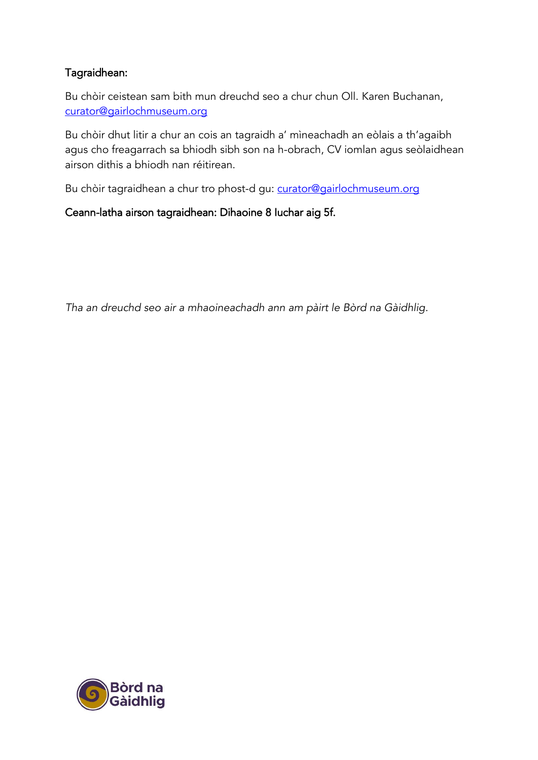**Tagraidhean:**

Bu chòir ceistean sam bith mun dreuchd seo a chur chun Oll. Karen Buchanan, curator@gairlochmuseum.org

Bu chòir dhut litir a chur an cois an tagraidh a' mìneachadh an eòlais a th'agaibh agus cho freagarrach sa bhiodh sibh son na h-obrach, CV iomlan agus seòlaidhean airson dithis a bhiodh nan réitirean.

Bu chòir tagraidhean a chur tro phost-d gu: curator@gairlochmuseum.org

**Ceann-latha airson tagraidhean: Dihaoine 8 Iuchar aig 5f.**

*Tha an dreuchd seo air a mhaoineachadh ann am pàirt le Bòrd na Gàidhlig.*

Bòrd na Gàidhlig